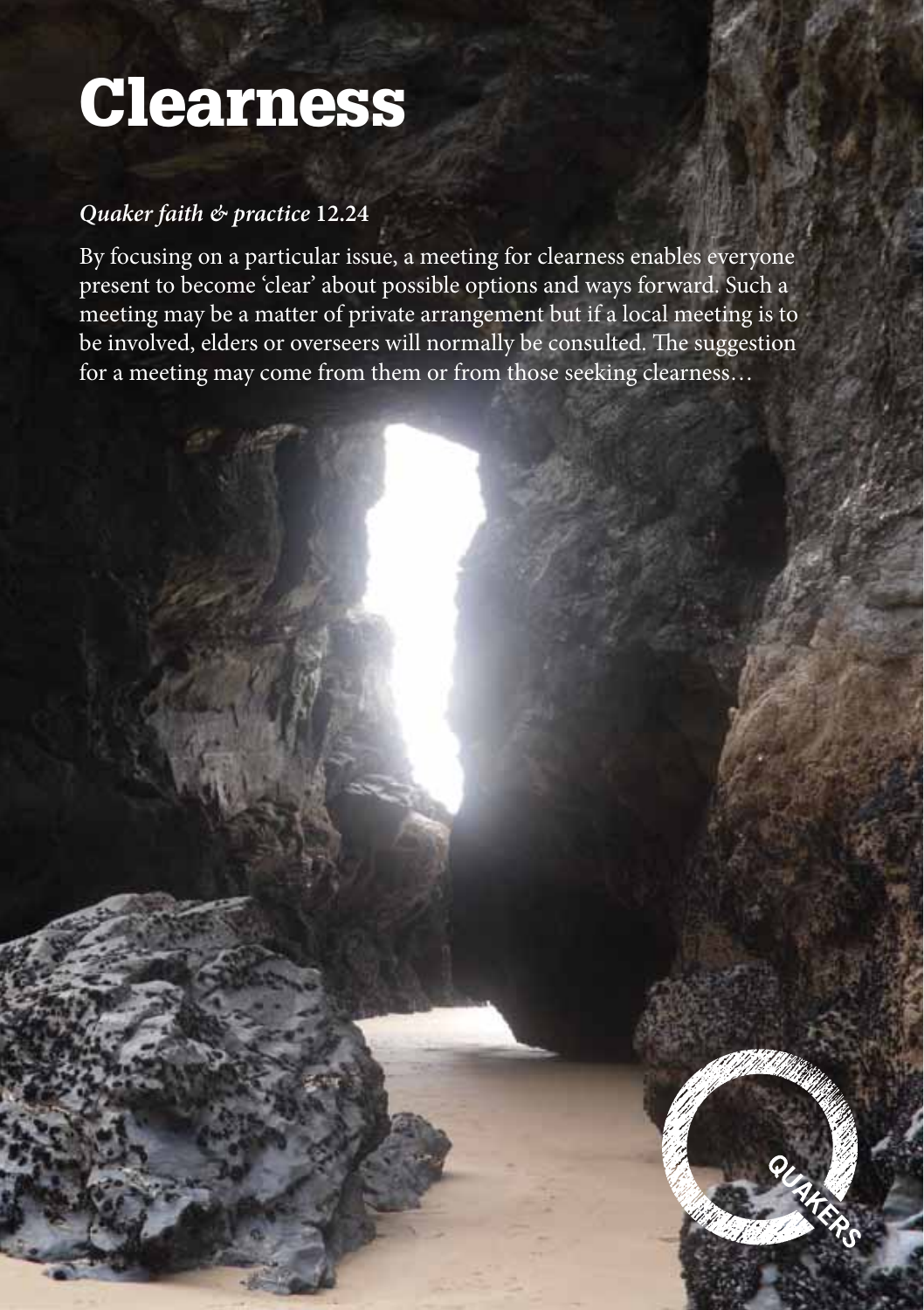# Clearness

***Quaker faith & practice* 12.24**

By focusing on a particular issue, a meeting for clearness enables everyone present to become 'clear' about possible options and ways forward. Such a meeting may be a matter of private arrangement but if a local meeting is to be involved, elders or overseers will normally be consulted. The suggestion for a meeting may come from them or from those seeking clearness…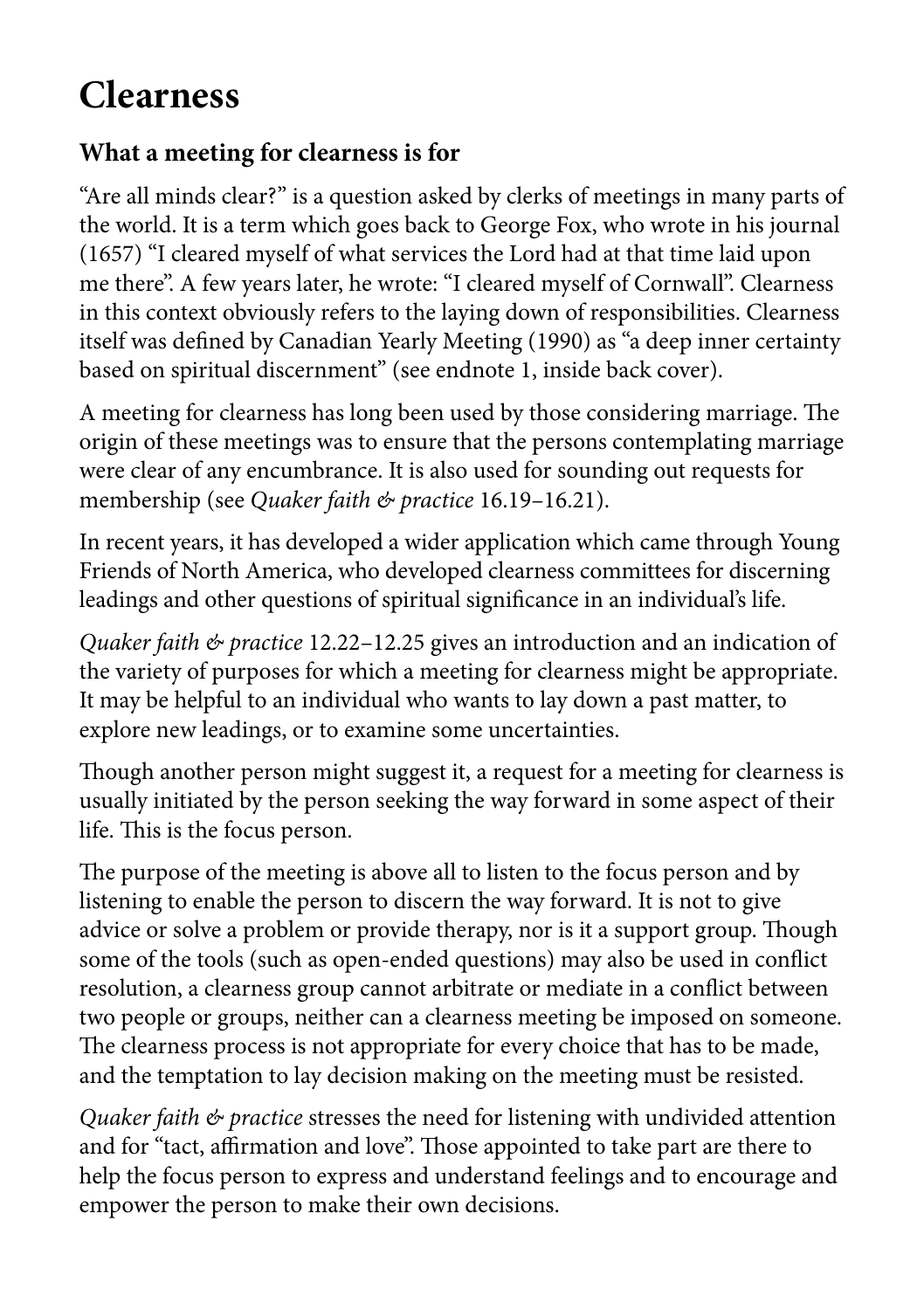# Clearness

## What a meeting for clearness is for

"Are all minds clear?" is a question asked by clerks of meetings in many parts of the world. It is a term which goes back to George Fox, who wrote in his journal (1657) "I cleared myself of what services the Lord had at that time laid upon me there". A few years later, he wrote: "I cleared myself of Cornwall". Clearness in this context obviously refers to the laying down of responsibilities. Clearness itself was defined by Canadian Yearly Meeting (1990) as "a deep inner certainty based on spiritual discernment" (see endnote 1, inside back cover).

A meeting for clearness has long been used by those considering marriage. The origin of these meetings was to ensure that the persons contemplating marriage were clear of any encumbrance. It is also used for sounding out requests for membership (see *Quaker faith & practice* 16.19–16.21).

In recent years, it has developed a wider application which came through Young Friends of North America, who developed clearness committees for discerning leadings and other questions of spiritual significance in an individual's life.

*Quaker faith & practice* 12.22–12.25 gives an introduction and an indication of the variety of purposes for which a meeting for clearness might be appropriate. It may be helpful to an individual who wants to lay down a past matter, to explore new leadings, or to examine some uncertainties.

Though another person might suggest it, a request for a meeting for clearness is usually initiated by the person seeking the way forward in some aspect of their life. This is the focus person.

The purpose of the meeting is above all to listen to the focus person and by listening to enable the person to discern the way forward. It is not to give advice or solve a problem or provide therapy, nor is it a support group. Though some of the tools (such as open-ended questions) may also be used in conflict resolution, a clearness group cannot arbitrate or mediate in a conflict between two people or groups, neither can a clearness meeting be imposed on someone. The clearness process is not appropriate for every choice that has to be made, and the temptation to lay decision making on the meeting must be resisted.

*Quaker faith & practice* stresses the need for listening with undivided attention and for "tact, affirmation and love". Those appointed to take part are there to help the focus person to express and understand feelings and to encourage and empower the person to make their own decisions.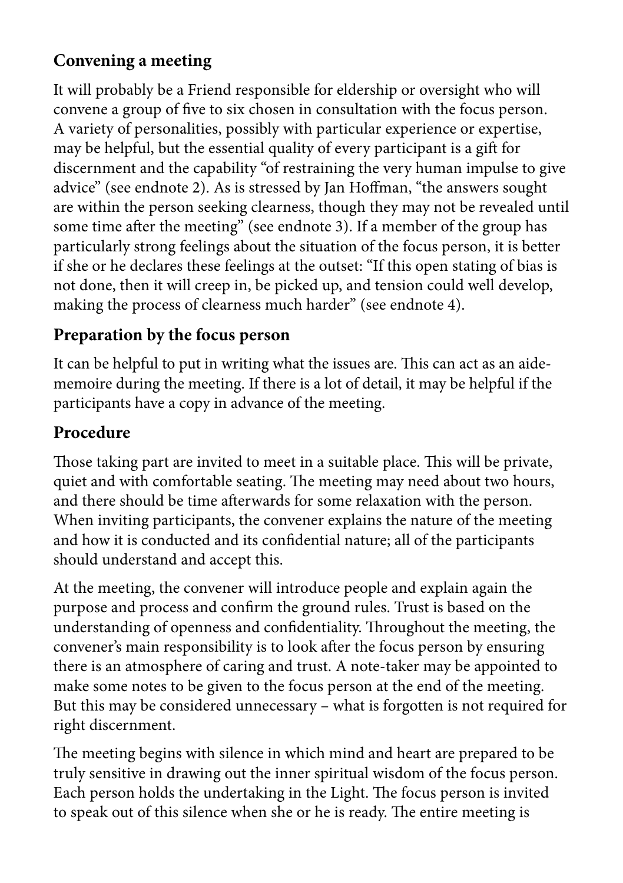## Convening a meeting

It will probably be a Friend responsible for eldership or oversight who will convene a group of five to six chosen in consultation with the focus person. A variety of personalities, possibly with particular experience or expertise, may be helpful, but the essential quality of every participant is a gift for discernment and the capability "of restraining the very human impulse to give advice" (see endnote 2). As is stressed by Jan Hoffman, "the answers sought are within the person seeking clearness, though they may not be revealed until some time after the meeting" (see endnote 3). If a member of the group has particularly strong feelings about the situation of the focus person, it is better if she or he declares these feelings at the outset: "If this open stating of bias is not done, then it will creep in, be picked up, and tension could well develop, making the process of clearness much harder" (see endnote 4).

## Preparation by the focus person

It can be helpful to put in writing what the issues are. This can act as an aide-memoire during the meeting. If there is a lot of detail, it may be helpful if the participants have a copy in advance of the meeting.

## Procedure

Those taking part are invited to meet in a suitable place. This will be private, quiet and with comfortable seating. The meeting may need about two hours, and there should be time afterwards for some relaxation with the person. When inviting participants, the convener explains the nature of the meeting and how it is conducted and its confidential nature; all of the participants should understand and accept this.

At the meeting, the convener will introduce people and explain again the purpose and process and confirm the ground rules. Trust is based on the understanding of openness and confidentiality. Throughout the meeting, the convener's main responsibility is to look after the focus person by ensuring there is an atmosphere of caring and trust. A note-taker may be appointed to make some notes to be given to the focus person at the end of the meeting. But this may be considered unnecessary – what is forgotten is not required for right discernment.

The meeting begins with silence in which mind and heart are prepared to be truly sensitive in drawing out the inner spiritual wisdom of the focus person. Each person holds the undertaking in the Light. The focus person is invited to speak out of this silence when she or he is ready. The entire meeting is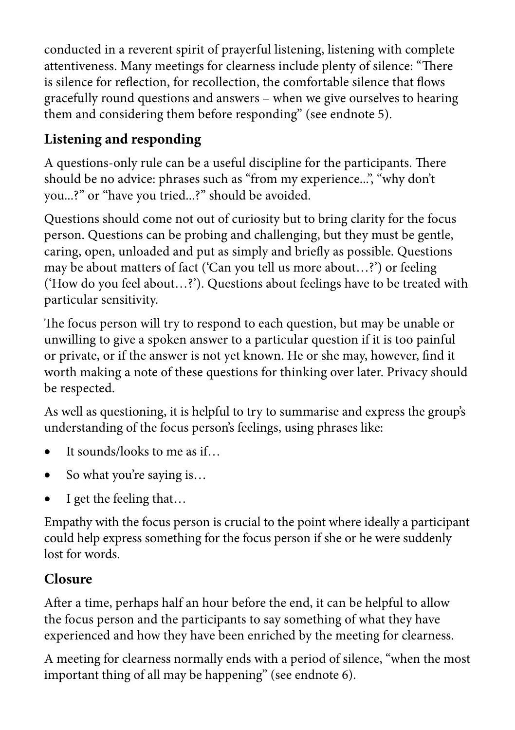conducted in a reverent spirit of prayerful listening, listening with complete attentiveness. Many meetings for clearness include plenty of silence: "There is silence for reflection, for recollection, the comfortable silence that flows gracefully round questions and answers – when we give ourselves to hearing them and considering them before responding" (see endnote 5).

## Listening and responding

A questions-only rule can be a useful discipline for the participants. There should be no advice: phrases such as "from my experience...", "why don't you...?" or "have you tried...?" should be avoided.

Questions should come not out of curiosity but to bring clarity for the focus person. Questions can be probing and challenging, but they must be gentle, caring, open, unloaded and put as simply and briefly as possible. Questions may be about matters of fact ('Can you tell us more about…?') or feeling ('How do you feel about…?'). Questions about feelings have to be treated with particular sensitivity.

The focus person will try to respond to each question, but may be unable or unwilling to give a spoken answer to a particular question if it is too painful or private, or if the answer is not yet known. He or she may, however, find it worth making a note of these questions for thinking over later. Privacy should be respected.

As well as questioning, it is helpful to try to summarise and express the group's understanding of the focus person's feelings, using phrases like:

- It sounds/looks to me as if…
- So what you're saying is…
- I get the feeling that…

Empathy with the focus person is crucial to the point where ideally a participant could help express something for the focus person if she or he were suddenly lost for words.

## Closure

After a time, perhaps half an hour before the end, it can be helpful to allow the focus person and the participants to say something of what they have experienced and how they have been enriched by the meeting for clearness.

A meeting for clearness normally ends with a period of silence, "when the most important thing of all may be happening" (see endnote 6).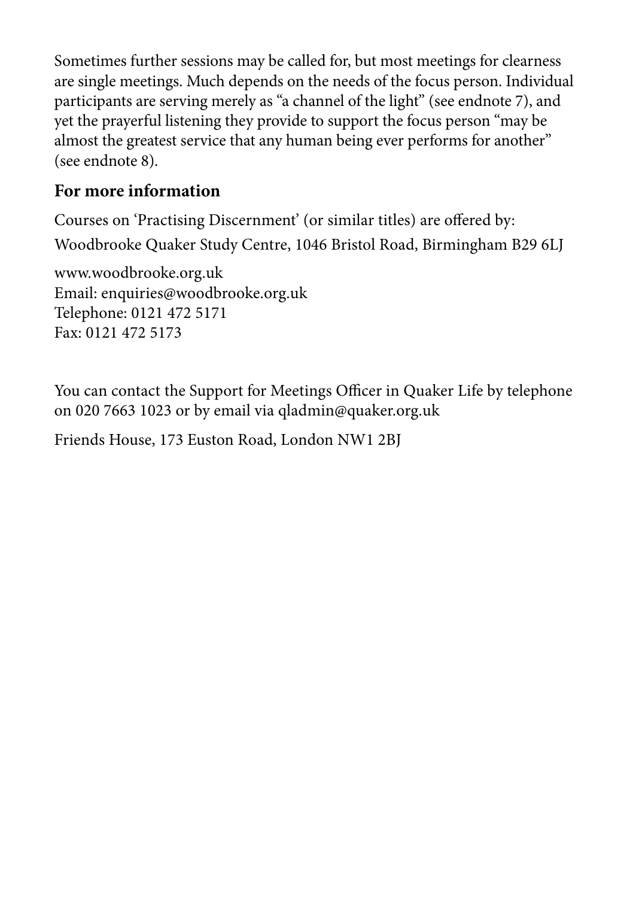Sometimes further sessions may be called for, but most meetings for clearness are single meetings. Much depends on the needs of the focus person. Individual participants are serving merely as "a channel of the light" (see endnote 7), and yet the prayerful listening they provide to support the focus person "may be almost the greatest service that any human being ever performs for another" (see endnote 8).

## For more information

Courses on 'Practising Discernment' (or similar titles) are offered by:

Woodbrooke Quaker Study Centre, 1046 Bristol Road, Birmingham B29 6LJ

www.woodbrooke.org.uk
Email: enquiries@woodbrooke.org.uk
Telephone: 0121 472 5171
Fax: 0121 472 5173

You can contact the Support for Meetings Officer in Quaker Life by telephone on 020 7663 1023 or by email via qladmin@quaker.org.uk

Friends House, 173 Euston Road, London NW1 2BJ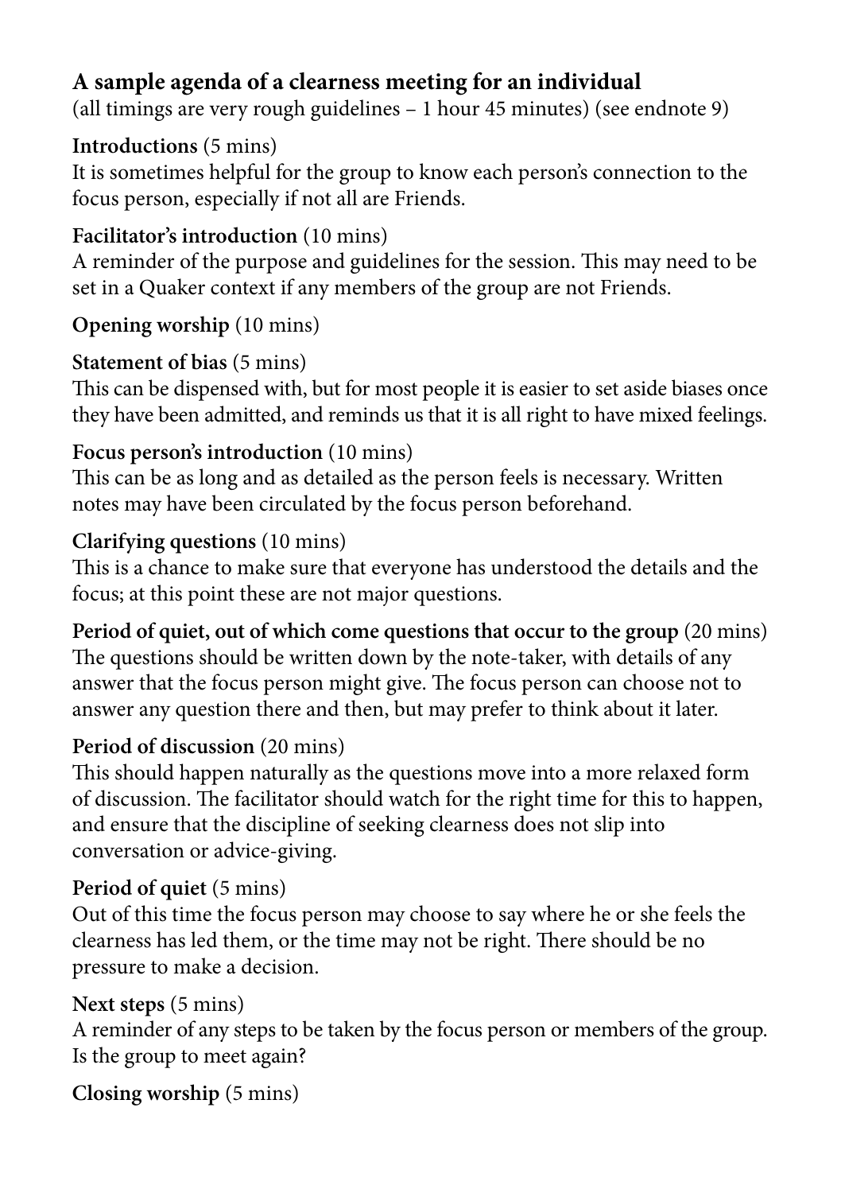## A sample agenda of a clearness meeting for an individual

(all timings are very rough guidelines – 1 hour 45 minutes) (see endnote 9)

**Introductions** (5 mins)
It is sometimes helpful for the group to know each person's connection to the focus person, especially if not all are Friends.

**Facilitator's introduction** (10 mins)
A reminder of the purpose and guidelines for the session. This may need to be set in a Quaker context if any members of the group are not Friends.

**Opening worship** (10 mins)

**Statement of bias** (5 mins)
This can be dispensed with, but for most people it is easier to set aside biases once they have been admitted, and reminds us that it is all right to have mixed feelings.

**Focus person's introduction** (10 mins)
This can be as long and as detailed as the person feels is necessary. Written notes may have been circulated by the focus person beforehand.

**Clarifying questions** (10 mins)
This is a chance to make sure that everyone has understood the details and the focus; at this point these are not major questions.

**Period of quiet, out of which come questions that occur to the group** (20 mins)
The questions should be written down by the note-taker, with details of any answer that the focus person might give. The focus person can choose not to answer any question there and then, but may prefer to think about it later.

**Period of discussion** (20 mins)
This should happen naturally as the questions move into a more relaxed form of discussion. The facilitator should watch for the right time for this to happen, and ensure that the discipline of seeking clearness does not slip into conversation or advice-giving.

**Period of quiet** (5 mins)
Out of this time the focus person may choose to say where he or she feels the clearness has led them, or the time may not be right. There should be no pressure to make a decision.

**Next steps** (5 mins)
A reminder of any steps to be taken by the focus person or members of the group. Is the group to meet again?

**Closing worship** (5 mins)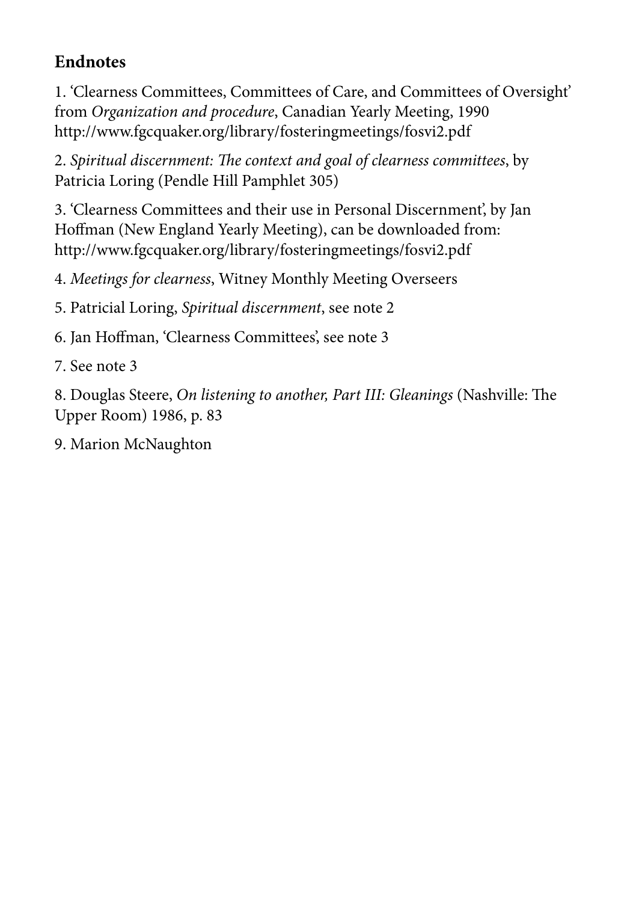## Endnotes

1. 'Clearness Committees, Committees of Care, and Committees of Oversight' from *Organization and procedure*, Canadian Yearly Meeting, 1990 http://www.fgcquaker.org/library/fosteringmeetings/fosvi2.pdf

2. *Spiritual discernment: The context and goal of clearness committees*, by Patricia Loring (Pendle Hill Pamphlet 305)

3. 'Clearness Committees and their use in Personal Discernment', by Jan Hoffman (New England Yearly Meeting), can be downloaded from: http://www.fgcquaker.org/library/fosteringmeetings/fosvi2.pdf

4. *Meetings for clearness*, Witney Monthly Meeting Overseers

5. Patricial Loring, *Spiritual discernment*, see note 2

6. Jan Hoffman, 'Clearness Committees', see note 3

7. See note 3

8. Douglas Steere, *On listening to another, Part III: Gleanings* (Nashville: The Upper Room) 1986, p. 83

9. Marion McNaughton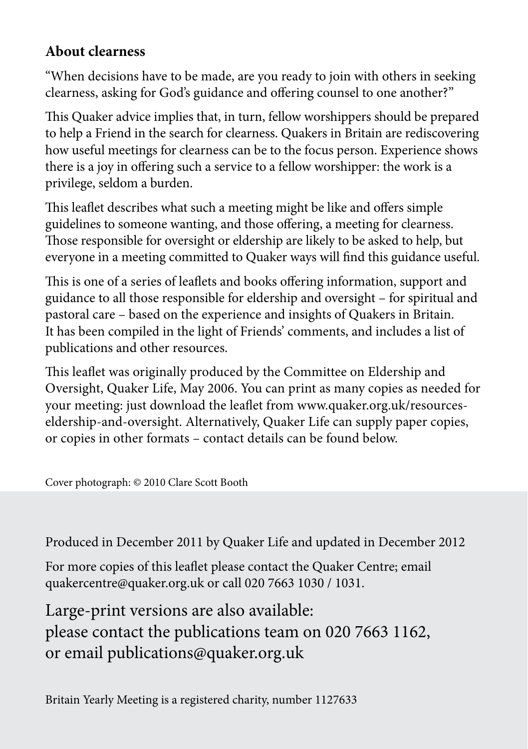## About clearness

"When decisions have to be made, are you ready to join with others in seeking clearness, asking for God's guidance and offering counsel to one another?"

This Quaker advice implies that, in turn, fellow worshippers should be prepared to help a Friend in the search for clearness. Quakers in Britain are rediscovering how useful meetings for clearness can be to the focus person. Experience shows there is a joy in offering such a service to a fellow worshipper: the work is a privilege, seldom a burden.

This leaflet describes what such a meeting might be like and offers simple guidelines to someone wanting, and those offering, a meeting for clearness. Those responsible for oversight or eldership are likely to be asked to help, but everyone in a meeting committed to Quaker ways will find this guidance useful.

This is one of a series of leaflets and books offering information, support and guidance to all those responsible for eldership and oversight – for spiritual and pastoral care – based on the experience and insights of Quakers in Britain. It has been compiled in the light of Friends' comments, and includes a list of publications and other resources.

This leaflet was originally produced by the Committee on Eldership and Oversight, Quaker Life, May 2006. You can print as many copies as needed for your meeting: just download the leaflet from www.quaker.org.uk/resources-eldership-and-oversight. Alternatively, Quaker Life can supply paper copies, or copies in other formats – contact details can be found below.

Cover photograph: © 2010 Clare Scott Booth

Produced in December 2011 by Quaker Life and updated in December 2012

For more copies of this leaflet please contact the Quaker Centre; email quakercentre@quaker.org.uk or call 020 7663 1030 / 1031.

Large-print versions are also available:
please contact the publications team on 020 7663 1162,
or email publications@quaker.org.uk

Britain Yearly Meeting is a registered charity, number 1127633